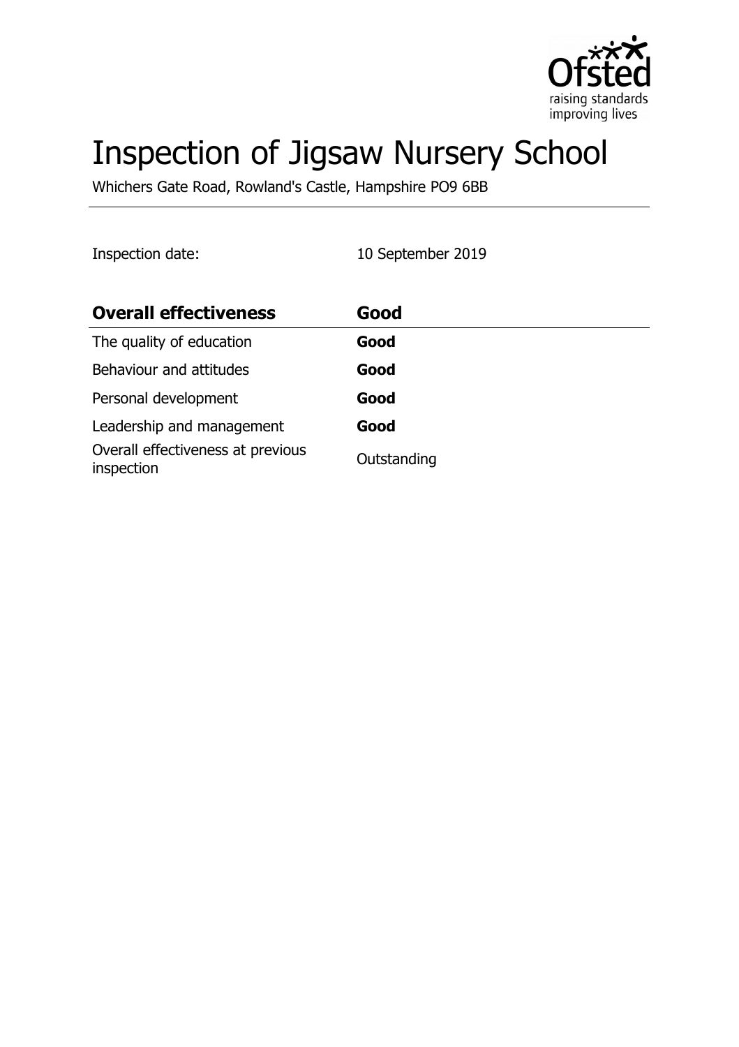# Inspection of Jigsaw Nursery School

Whichers Gate Road, Rowland's Castle, Hampshire PO9 6BB

Inspection date: 10 September 2019

| **Overall effectiveness** | **Good** |
| --- | --- |
| The quality of education | **Good** |
| Behaviour and attitudes | **Good** |
| Personal development | **Good** |
| Leadership and management | **Good** |
| Overall effectiveness at previous inspection | Outstanding |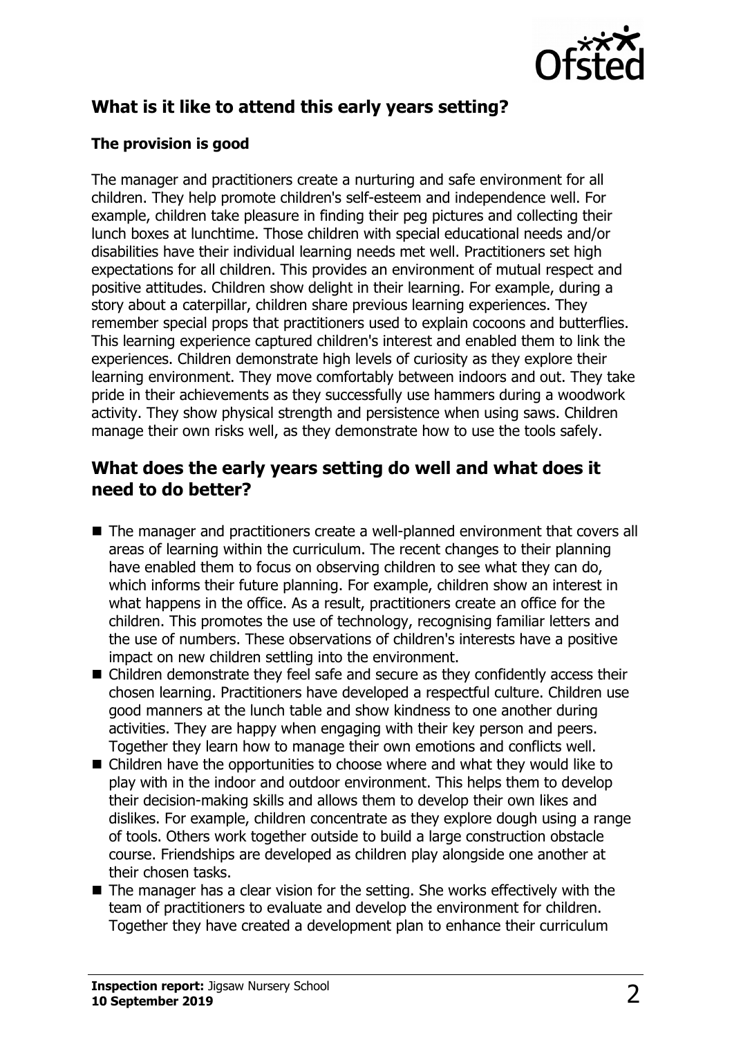## What is it like to attend this early years setting?

### The provision is good

The manager and practitioners create a nurturing and safe environment for all children. They help promote children's self-esteem and independence well. For example, children take pleasure in finding their peg pictures and collecting their lunch boxes at lunchtime. Those children with special educational needs and/or disabilities have their individual learning needs met well. Practitioners set high expectations for all children. This provides an environment of mutual respect and positive attitudes. Children show delight in their learning. For example, during a story about a caterpillar, children share previous learning experiences. They remember special props that practitioners used to explain cocoons and butterflies. This learning experience captured children's interest and enabled them to link the experiences. Children demonstrate high levels of curiosity as they explore their learning environment. They move comfortably between indoors and out. They take pride in their achievements as they successfully use hammers during a woodwork activity. They show physical strength and persistence when using saws. Children manage their own risks well, as they demonstrate how to use the tools safely.

## What does the early years setting do well and what does it need to do better?

- The manager and practitioners create a well-planned environment that covers all areas of learning within the curriculum. The recent changes to their planning have enabled them to focus on observing children to see what they can do, which informs their future planning. For example, children show an interest in what happens in the office. As a result, practitioners create an office for the children. This promotes the use of technology, recognising familiar letters and the use of numbers. These observations of children's interests have a positive impact on new children settling into the environment.
- Children demonstrate they feel safe and secure as they confidently access their chosen learning. Practitioners have developed a respectful culture. Children use good manners at the lunch table and show kindness to one another during activities. They are happy when engaging with their key person and peers. Together they learn how to manage their own emotions and conflicts well.
- Children have the opportunities to choose where and what they would like to play with in the indoor and outdoor environment. This helps them to develop their decision-making skills and allows them to develop their own likes and dislikes. For example, children concentrate as they explore dough using a range of tools. Others work together outside to build a large construction obstacle course. Friendships are developed as children play alongside one another at their chosen tasks.
- The manager has a clear vision for the setting. She works effectively with the team of practitioners to evaluate and develop the environment for children. Together they have created a development plan to enhance their curriculum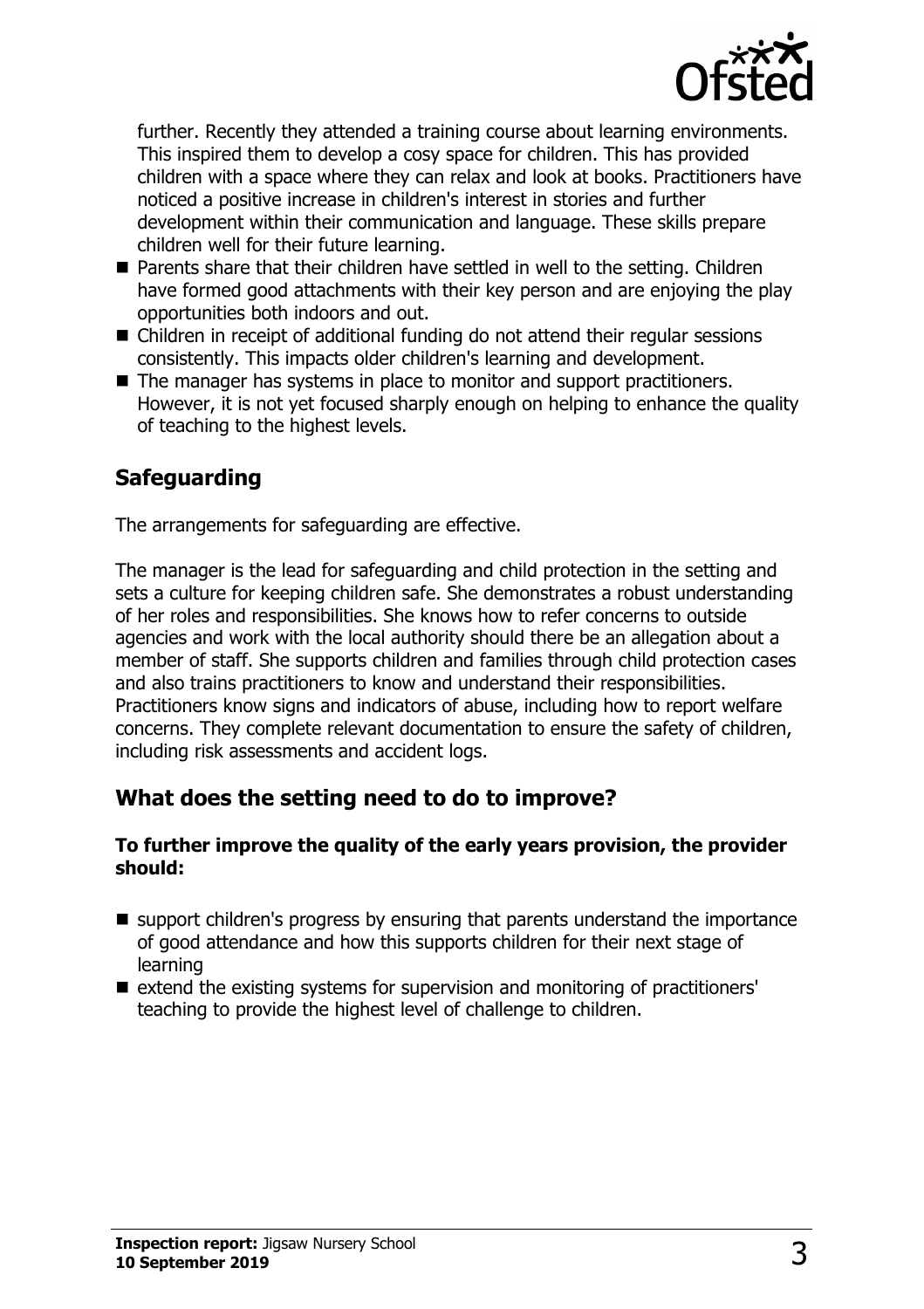further. Recently they attended a training course about learning environments. This inspired them to develop a cosy space for children. This has provided children with a space where they can relax and look at books. Practitioners have noticed a positive increase in children's interest in stories and further development within their communication and language. These skills prepare children well for their future learning.

- Parents share that their children have settled in well to the setting. Children have formed good attachments with their key person and are enjoying the play opportunities both indoors and out.
- Children in receipt of additional funding do not attend their regular sessions consistently. This impacts older children's learning and development.
- The manager has systems in place to monitor and support practitioners. However, it is not yet focused sharply enough on helping to enhance the quality of teaching to the highest levels.

## Safeguarding

The arrangements for safeguarding are effective.

The manager is the lead for safeguarding and child protection in the setting and sets a culture for keeping children safe. She demonstrates a robust understanding of her roles and responsibilities. She knows how to refer concerns to outside agencies and work with the local authority should there be an allegation about a member of staff. She supports children and families through child protection cases and also trains practitioners to know and understand their responsibilities. Practitioners know signs and indicators of abuse, including how to report welfare concerns. They complete relevant documentation to ensure the safety of children, including risk assessments and accident logs.

## What does the setting need to do to improve?

**To further improve the quality of the early years provision, the provider should:**

- support children's progress by ensuring that parents understand the importance of good attendance and how this supports children for their next stage of learning
- extend the existing systems for supervision and monitoring of practitioners' teaching to provide the highest level of challenge to children.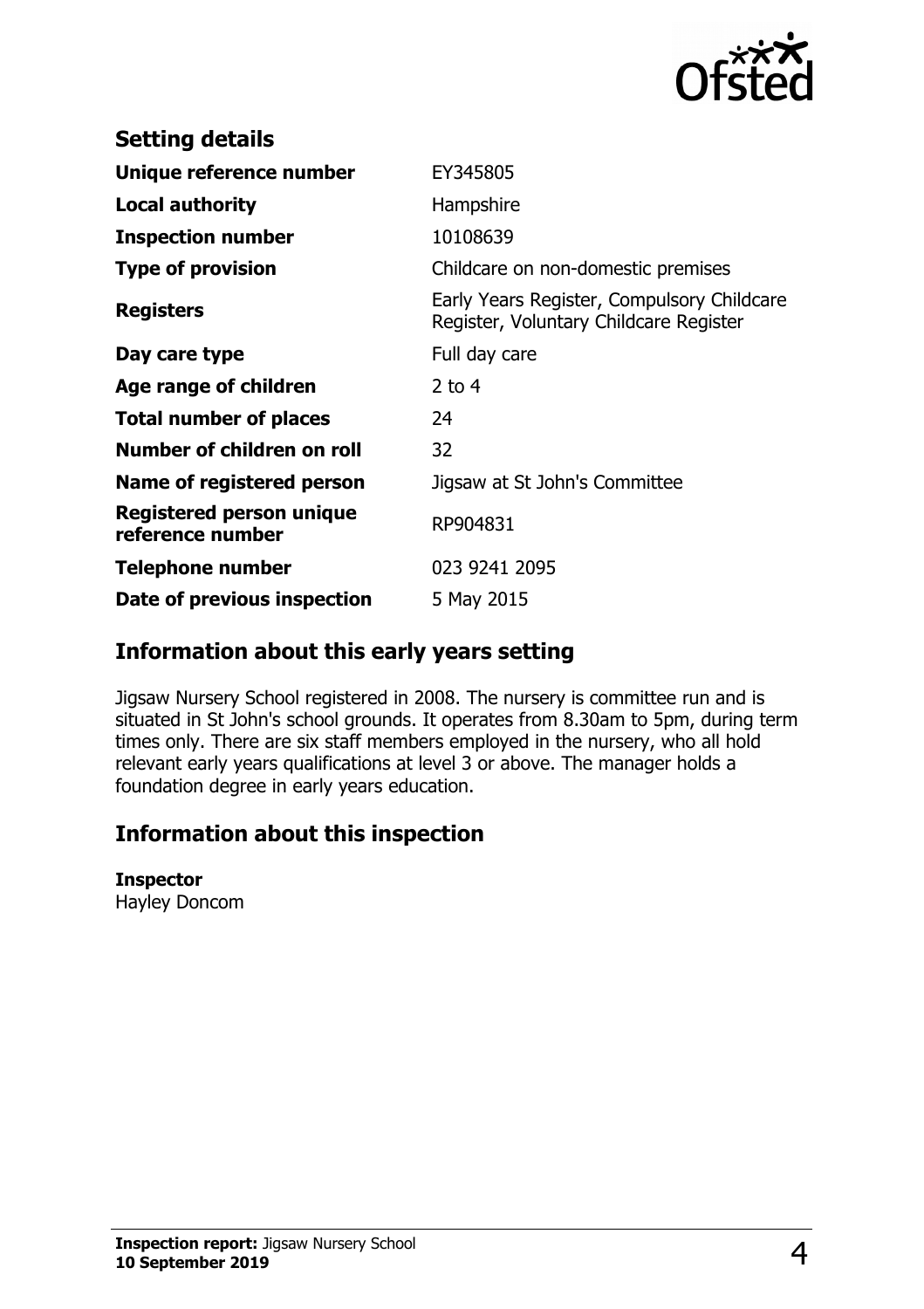## Setting details

| | |
|---|---|
| **Unique reference number** | EY345805 |
| **Local authority** | Hampshire |
| **Inspection number** | 10108639 |
| **Type of provision** | Childcare on non-domestic premises |
| **Registers** | Early Years Register, Compulsory Childcare Register, Voluntary Childcare Register |
| **Day care type** | Full day care |
| **Age range of children** | 2 to 4 |
| **Total number of places** | 24 |
| **Number of children on roll** | 32 |
| **Name of registered person** | Jigsaw at St John's Committee |
| **Registered person unique reference number** | RP904831 |
| **Telephone number** | 023 9241 2095 |
| **Date of previous inspection** | 5 May 2015 |

## Information about this early years setting

Jigsaw Nursery School registered in 2008. The nursery is committee run and is situated in St John's school grounds. It operates from 8.30am to 5pm, during term times only. There are six staff members employed in the nursery, who all hold relevant early years qualifications at level 3 or above. The manager holds a foundation degree in early years education.

## Information about this inspection

**Inspector**
Hayley Doncom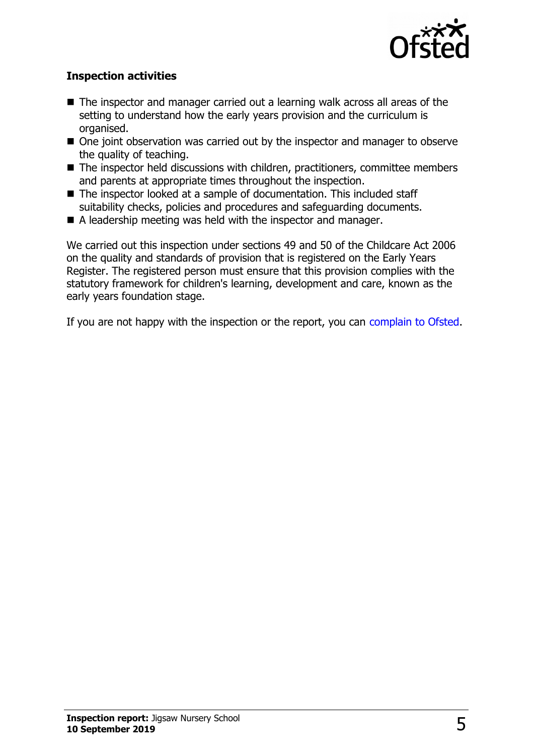**Inspection activities**

- The inspector and manager carried out a learning walk across all areas of the setting to understand how the early years provision and the curriculum is organised.
- One joint observation was carried out by the inspector and manager to observe the quality of teaching.
- The inspector held discussions with children, practitioners, committee members and parents at appropriate times throughout the inspection.
- The inspector looked at a sample of documentation. This included staff suitability checks, policies and procedures and safeguarding documents.
- A leadership meeting was held with the inspector and manager.

We carried out this inspection under sections 49 and 50 of the Childcare Act 2006 on the quality and standards of provision that is registered on the Early Years Register. The registered person must ensure that this provision complies with the statutory framework for children's learning, development and care, known as the early years foundation stage.

If you are not happy with the inspection or the report, you can complain to Ofsted.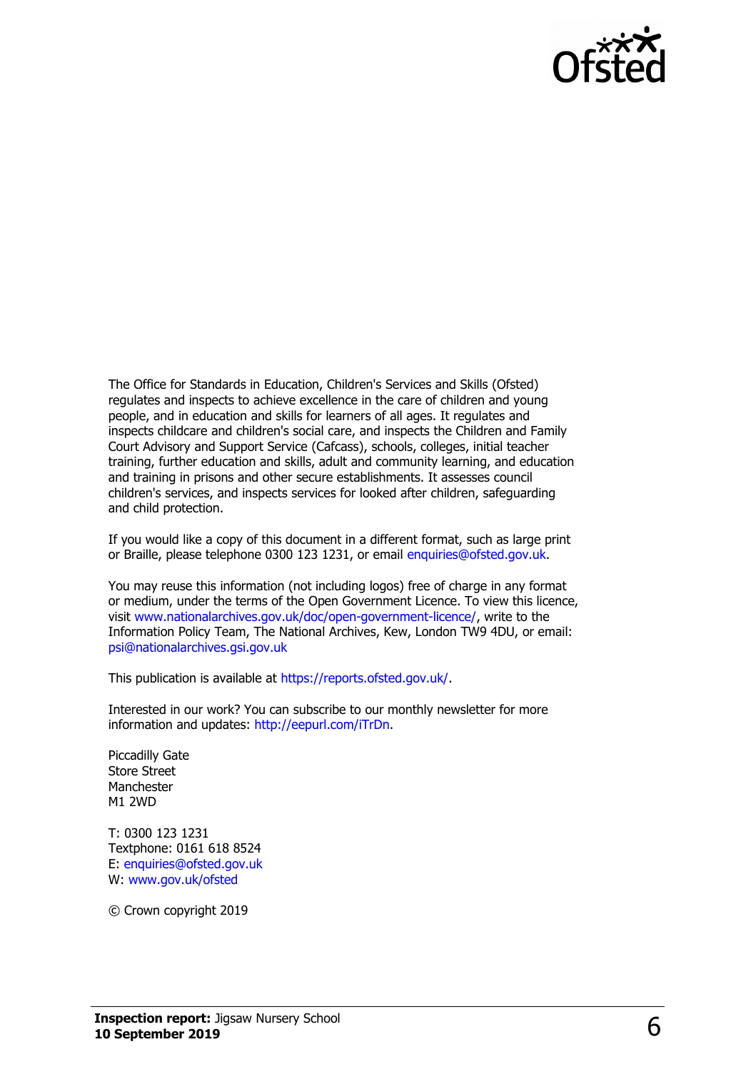The Office for Standards in Education, Children's Services and Skills (Ofsted) regulates and inspects to achieve excellence in the care of children and young people, and in education and skills for learners of all ages. It regulates and inspects childcare and children's social care, and inspects the Children and Family Court Advisory and Support Service (Cafcass), schools, colleges, initial teacher training, further education and skills, adult and community learning, and education and training in prisons and other secure establishments. It assesses council children's services, and inspects services for looked after children, safeguarding and child protection.

If you would like a copy of this document in a different format, such as large print or Braille, please telephone 0300 123 1231, or email enquiries@ofsted.gov.uk.

You may reuse this information (not including logos) free of charge in any format or medium, under the terms of the Open Government Licence. To view this licence, visit www.nationalarchives.gov.uk/doc/open-government-licence/, write to the Information Policy Team, The National Archives, Kew, London TW9 4DU, or email: psi@nationalarchives.gsi.gov.uk

This publication is available at https://reports.ofsted.gov.uk/.

Interested in our work? You can subscribe to our monthly newsletter for more information and updates: http://eepurl.com/iTrDn.

Piccadilly Gate
Store Street
Manchester
M1 2WD

T: 0300 123 1231
Textphone: 0161 618 8524
E: enquiries@ofsted.gov.uk
W: www.gov.uk/ofsted

© Crown copyright 2019